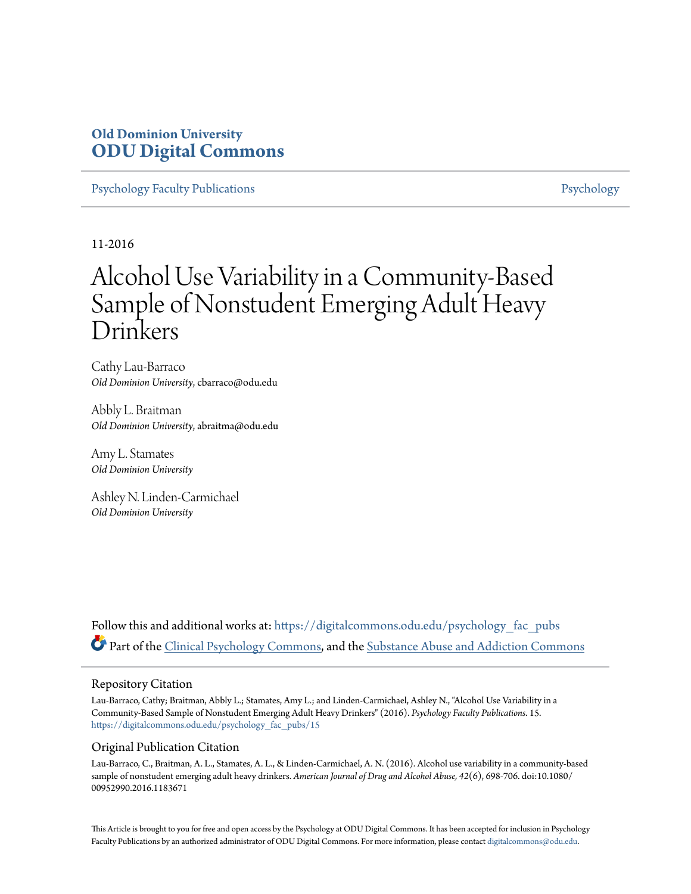**Old Dominion University**
**ODU Digital Commons**

Psychology Faculty Publications | Psychology

11-2016

# Alcohol Use Variability in a Community-Based Sample of Nonstudent Emerging Adult Heavy Drinkers

Cathy Lau-Barraco
*Old Dominion University*, cbarraco@odu.edu

Abbly L. Braitman
*Old Dominion University*, abraitma@odu.edu

Amy L. Stamates
*Old Dominion University*

Ashley N. Linden-Carmichael
*Old Dominion University*

Follow this and additional works at: https://digitalcommons.odu.edu/psychology_fac_pubs

Part of the Clinical Psychology Commons, and the Substance Abuse and Addiction Commons

## Repository Citation

Lau-Barraco, Cathy; Braitman, Abbly L.; Stamates, Amy L.; and Linden-Carmichael, Ashley N., "Alcohol Use Variability in a Community-Based Sample of Nonstudent Emerging Adult Heavy Drinkers" (2016). *Psychology Faculty Publications*. 15.
https://digitalcommons.odu.edu/psychology_fac_pubs/15

## Original Publication Citation

Lau-Barraco, C., Braitman, A. L., Stamates, A. L., & Linden-Carmichael, A. N. (2016). Alcohol use variability in a community-based sample of nonstudent emerging adult heavy drinkers. *American Journal of Drug and Alcohol Abuse, 42*(6), 698-706. doi:10.1080/00952990.2016.1183671

This Article is brought to you for free and open access by the Psychology at ODU Digital Commons. It has been accepted for inclusion in Psychology Faculty Publications by an authorized administrator of ODU Digital Commons. For more information, please contact digitalcommons@odu.edu.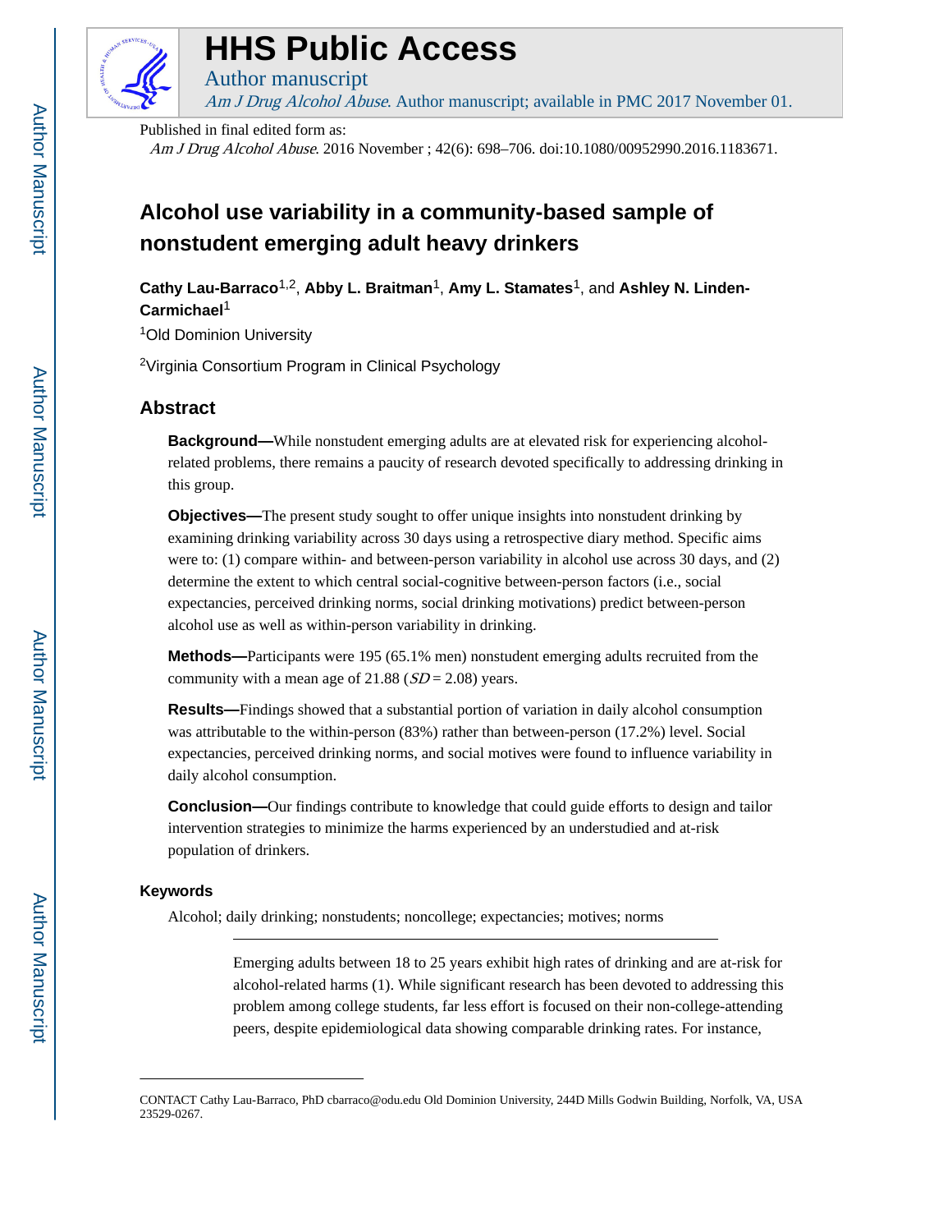# Alcohol use variability in a community-based sample of nonstudent emerging adult heavy drinkers

**Cathy Lau-Barraco**[1,2], **Abby L. Braitman**[1], **Amy L. Stamates**[1], and **Ashley N. Linden-Carmichael**[1]

[1]Old Dominion University

[2]Virginia Consortium Program in Clinical Psychology

## Abstract

**Background—**While nonstudent emerging adults are at elevated risk for experiencing alcohol-related problems, there remains a paucity of research devoted specifically to addressing drinking in this group.

**Objectives—**The present study sought to offer unique insights into nonstudent drinking by examining drinking variability across 30 days using a retrospective diary method. Specific aims were to: (1) compare within- and between-person variability in alcohol use across 30 days, and (2) determine the extent to which central social-cognitive between-person factors (i.e., social expectancies, perceived drinking norms, social drinking motivations) predict between-person alcohol use as well as within-person variability in drinking.

**Methods—**Participants were 195 (65.1% men) nonstudent emerging adults recruited from the community with a mean age of 21.88 (*SD* = 2.08) years.

**Results—**Findings showed that a substantial portion of variation in daily alcohol consumption was attributable to the within-person (83%) rather than between-person (17.2%) level. Social expectancies, perceived drinking norms, and social motives were found to influence variability in daily alcohol consumption.

**Conclusion—**Our findings contribute to knowledge that could guide efforts to design and tailor intervention strategies to minimize the harms experienced by an understudied and at-risk population of drinkers.

### Keywords

Alcohol; daily drinking; nonstudents; noncollege; expectancies; motives; norms

---

Emerging adults between 18 to 25 years exhibit high rates of drinking and are at-risk for alcohol-related harms (1). While significant research has been devoted to addressing this problem among college students, far less effort is focused on their non-college-attending peers, despite epidemiological data showing comparable drinking rates. For instance,

---

CONTACT Cathy Lau-Barraco, PhD cbarraco@odu.edu Old Dominion University, 244D Mills Godwin Building, Norfolk, VA, USA 23529-0267.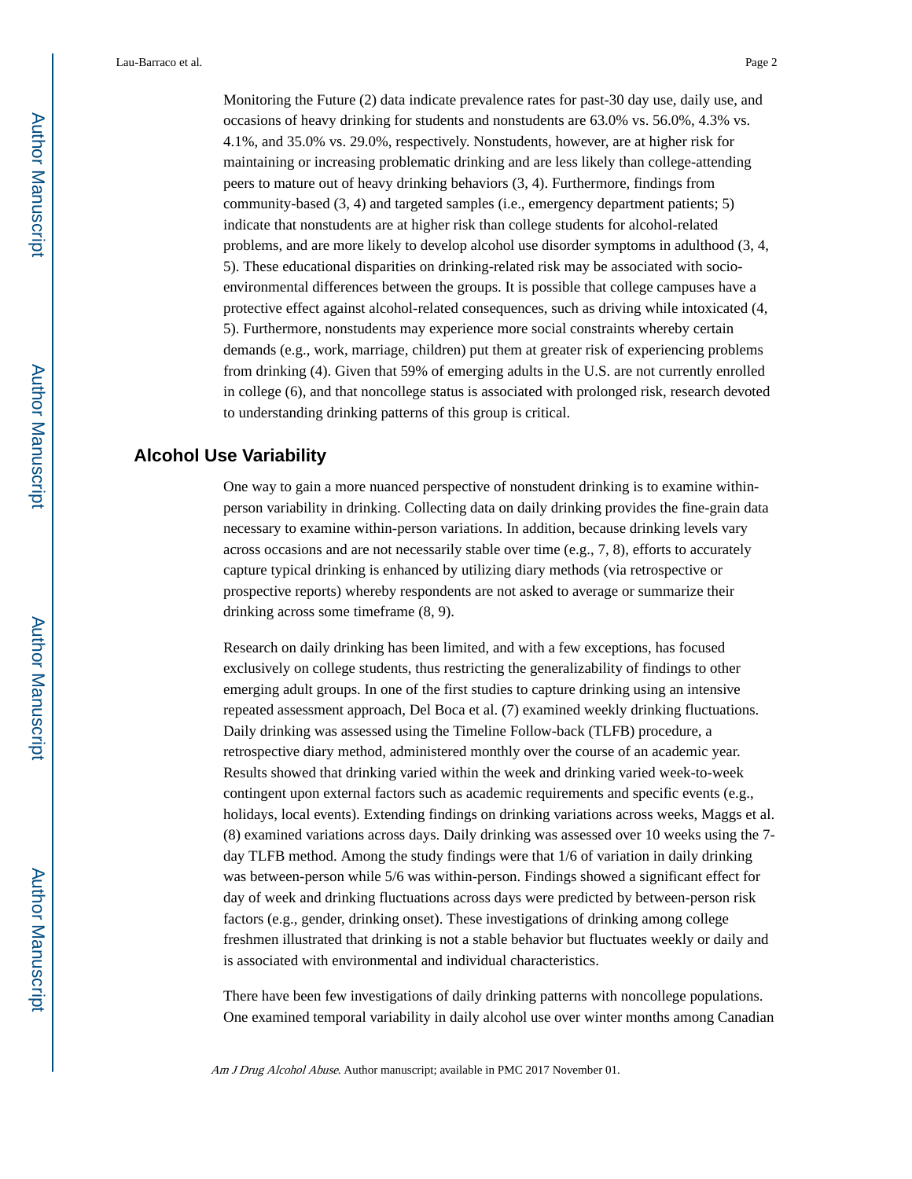Monitoring the Future (2) data indicate prevalence rates for past-30 day use, daily use, and occasions of heavy drinking for students and nonstudents are 63.0% vs. 56.0%, 4.3% vs. 4.1%, and 35.0% vs. 29.0%, respectively. Nonstudents, however, are at higher risk for maintaining or increasing problematic drinking and are less likely than college-attending peers to mature out of heavy drinking behaviors (3, 4). Furthermore, findings from community-based (3, 4) and targeted samples (i.e., emergency department patients; 5) indicate that nonstudents are at higher risk than college students for alcohol-related problems, and are more likely to develop alcohol use disorder symptoms in adulthood (3, 4, 5). These educational disparities on drinking-related risk may be associated with socio-environmental differences between the groups. It is possible that college campuses have a protective effect against alcohol-related consequences, such as driving while intoxicated (4, 5). Furthermore, nonstudents may experience more social constraints whereby certain demands (e.g., work, marriage, children) put them at greater risk of experiencing problems from drinking (4). Given that 59% of emerging adults in the U.S. are not currently enrolled in college (6), and that noncollege status is associated with prolonged risk, research devoted to understanding drinking patterns of this group is critical.

## Alcohol Use Variability

One way to gain a more nuanced perspective of nonstudent drinking is to examine within-person variability in drinking. Collecting data on daily drinking provides the fine-grain data necessary to examine within-person variations. In addition, because drinking levels vary across occasions and are not necessarily stable over time (e.g., 7, 8), efforts to accurately capture typical drinking is enhanced by utilizing diary methods (via retrospective or prospective reports) whereby respondents are not asked to average or summarize their drinking across some timeframe (8, 9).

Research on daily drinking has been limited, and with a few exceptions, has focused exclusively on college students, thus restricting the generalizability of findings to other emerging adult groups. In one of the first studies to capture drinking using an intensive repeated assessment approach, Del Boca et al. (7) examined weekly drinking fluctuations. Daily drinking was assessed using the Timeline Follow-back (TLFB) procedure, a retrospective diary method, administered monthly over the course of an academic year. Results showed that drinking varied within the week and drinking varied week-to-week contingent upon external factors such as academic requirements and specific events (e.g., holidays, local events). Extending findings on drinking variations across weeks, Maggs et al. (8) examined variations across days. Daily drinking was assessed over 10 weeks using the 7-day TLFB method. Among the study findings were that 1/6 of variation in daily drinking was between-person while 5/6 was within-person. Findings showed a significant effect for day of week and drinking fluctuations across days were predicted by between-person risk factors (e.g., gender, drinking onset). These investigations of drinking among college freshmen illustrated that drinking is not a stable behavior but fluctuates weekly or daily and is associated with environmental and individual characteristics.

There have been few investigations of daily drinking patterns with noncollege populations. One examined temporal variability in daily alcohol use over winter months among Canadian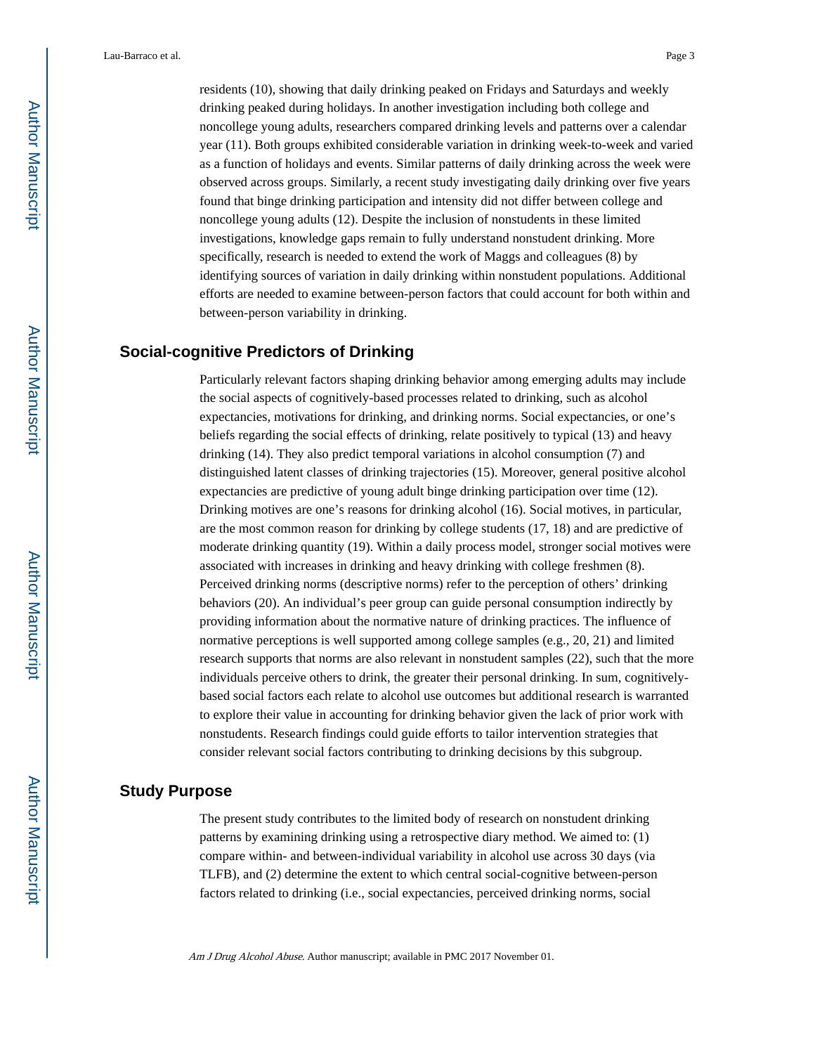residents (10), showing that daily drinking peaked on Fridays and Saturdays and weekly drinking peaked during holidays. In another investigation including both college and noncollege young adults, researchers compared drinking levels and patterns over a calendar year (11). Both groups exhibited considerable variation in drinking week-to-week and varied as a function of holidays and events. Similar patterns of daily drinking across the week were observed across groups. Similarly, a recent study investigating daily drinking over five years found that binge drinking participation and intensity did not differ between college and noncollege young adults (12). Despite the inclusion of nonstudents in these limited investigations, knowledge gaps remain to fully understand nonstudent drinking. More specifically, research is needed to extend the work of Maggs and colleagues (8) by identifying sources of variation in daily drinking within nonstudent populations. Additional efforts are needed to examine between-person factors that could account for both within and between-person variability in drinking.

## Social-cognitive Predictors of Drinking

Particularly relevant factors shaping drinking behavior among emerging adults may include the social aspects of cognitively-based processes related to drinking, such as alcohol expectancies, motivations for drinking, and drinking norms. Social expectancies, or one's beliefs regarding the social effects of drinking, relate positively to typical (13) and heavy drinking (14). They also predict temporal variations in alcohol consumption (7) and distinguished latent classes of drinking trajectories (15). Moreover, general positive alcohol expectancies are predictive of young adult binge drinking participation over time (12). Drinking motives are one's reasons for drinking alcohol (16). Social motives, in particular, are the most common reason for drinking by college students (17, 18) and are predictive of moderate drinking quantity (19). Within a daily process model, stronger social motives were associated with increases in drinking and heavy drinking with college freshmen (8). Perceived drinking norms (descriptive norms) refer to the perception of others' drinking behaviors (20). An individual's peer group can guide personal consumption indirectly by providing information about the normative nature of drinking practices. The influence of normative perceptions is well supported among college samples (e.g., 20, 21) and limited research supports that norms are also relevant in nonstudent samples (22), such that the more individuals perceive others to drink, the greater their personal drinking. In sum, cognitively-based social factors each relate to alcohol use outcomes but additional research is warranted to explore their value in accounting for drinking behavior given the lack of prior work with nonstudents. Research findings could guide efforts to tailor intervention strategies that consider relevant social factors contributing to drinking decisions by this subgroup.

## Study Purpose

The present study contributes to the limited body of research on nonstudent drinking patterns by examining drinking using a retrospective diary method. We aimed to: (1) compare within- and between-individual variability in alcohol use across 30 days (via TLFB), and (2) determine the extent to which central social-cognitive between-person factors related to drinking (i.e., social expectancies, perceived drinking norms, social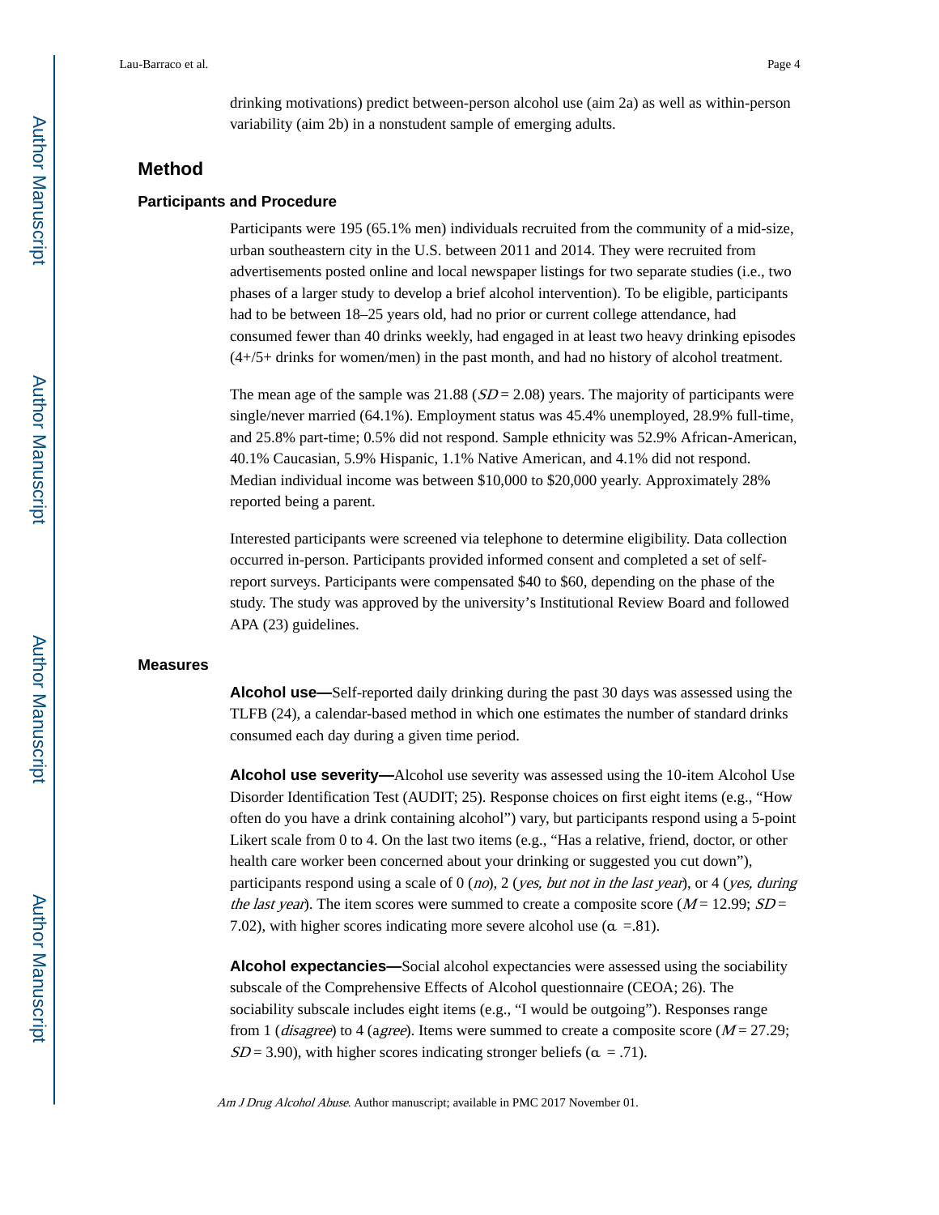drinking motivations) predict between-person alcohol use (aim 2a) as well as within-person variability (aim 2b) in a nonstudent sample of emerging adults.

## Method

### Participants and Procedure

Participants were 195 (65.1% men) individuals recruited from the community of a mid-size, urban southeastern city in the U.S. between 2011 and 2014. They were recruited from advertisements posted online and local newspaper listings for two separate studies (i.e., two phases of a larger study to develop a brief alcohol intervention). To be eligible, participants had to be between 18–25 years old, had no prior or current college attendance, had consumed fewer than 40 drinks weekly, had engaged in at least two heavy drinking episodes (4+/5+ drinks for women/men) in the past month, and had no history of alcohol treatment.

The mean age of the sample was 21.88 ($SD$ = 2.08) years. The majority of participants were single/never married (64.1%). Employment status was 45.4% unemployed, 28.9% full-time, and 25.8% part-time; 0.5% did not respond. Sample ethnicity was 52.9% African-American, 40.1% Caucasian, 5.9% Hispanic, 1.1% Native American, and 4.1% did not respond. Median individual income was between $10,000 to $20,000 yearly. Approximately 28% reported being a parent.

Interested participants were screened via telephone to determine eligibility. Data collection occurred in-person. Participants provided informed consent and completed a set of self-report surveys. Participants were compensated $40 to $60, depending on the phase of the study. The study was approved by the university's Institutional Review Board and followed APA (23) guidelines.

### Measures

**Alcohol use—**Self-reported daily drinking during the past 30 days was assessed using the TLFB (24), a calendar-based method in which one estimates the number of standard drinks consumed each day during a given time period.

**Alcohol use severity—**Alcohol use severity was assessed using the 10-item Alcohol Use Disorder Identification Test (AUDIT; 25). Response choices on first eight items (e.g., "How often do you have a drink containing alcohol") vary, but participants respond using a 5-point Likert scale from 0 to 4. On the last two items (e.g., "Has a relative, friend, doctor, or other health care worker been concerned about your drinking or suggested you cut down"), participants respond using a scale of 0 (*no*), 2 (*yes, but not in the last year*), or 4 (*yes, during the last year*). The item scores were summed to create a composite score ($M$ = 12.99; $SD$ = 7.02), with higher scores indicating more severe alcohol use ($\alpha$ =.81).

**Alcohol expectancies—**Social alcohol expectancies were assessed using the sociability subscale of the Comprehensive Effects of Alcohol questionnaire (CEOA; 26). The sociability subscale includes eight items (e.g., "I would be outgoing"). Responses range from 1 (*disagree*) to 4 (a*gree*). Items were summed to create a composite score ($M$ = 27.29; $SD$ = 3.90), with higher scores indicating stronger beliefs ($\alpha$ = .71).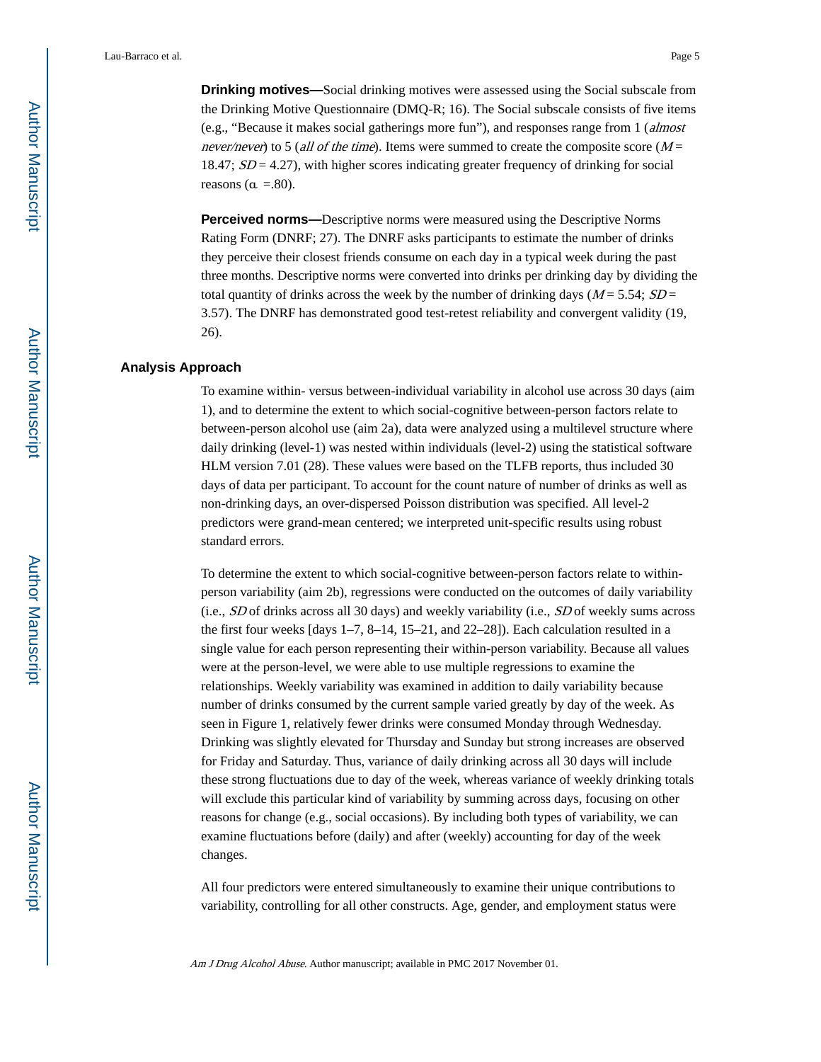**Drinking motives—**Social drinking motives were assessed using the Social subscale from the Drinking Motive Questionnaire (DMQ-R; 16). The Social subscale consists of five items (e.g., "Because it makes social gatherings more fun"), and responses range from 1 (*almost never/never*) to 5 (*all of the time*). Items were summed to create the composite score ($M$ = 18.47; $SD$ = 4.27), with higher scores indicating greater frequency of drinking for social reasons ($\alpha$ =.80).

**Perceived norms—**Descriptive norms were measured using the Descriptive Norms Rating Form (DNRF; 27). The DNRF asks participants to estimate the number of drinks they perceive their closest friends consume on each day in a typical week during the past three months. Descriptive norms were converted into drinks per drinking day by dividing the total quantity of drinks across the week by the number of drinking days ($M$ = 5.54; $SD$ = 3.57). The DNRF has demonstrated good test-retest reliability and convergent validity (19, 26).

## Analysis Approach

To examine within- versus between-individual variability in alcohol use across 30 days (aim 1), and to determine the extent to which social-cognitive between-person factors relate to between-person alcohol use (aim 2a), data were analyzed using a multilevel structure where daily drinking (level-1) was nested within individuals (level-2) using the statistical software HLM version 7.01 (28). These values were based on the TLFB reports, thus included 30 days of data per participant. To account for the count nature of number of drinks as well as non-drinking days, an over-dispersed Poisson distribution was specified. All level-2 predictors were grand-mean centered; we interpreted unit-specific results using robust standard errors.

To determine the extent to which social-cognitive between-person factors relate to within-person variability (aim 2b), regressions were conducted on the outcomes of daily variability (i.e., $SD$ of drinks across all 30 days) and weekly variability (i.e., $SD$ of weekly sums across the first four weeks [days 1–7, 8–14, 15–21, and 22–28]). Each calculation resulted in a single value for each person representing their within-person variability. Because all values were at the person-level, we were able to use multiple regressions to examine the relationships. Weekly variability was examined in addition to daily variability because number of drinks consumed by the current sample varied greatly by day of the week. As seen in Figure 1, relatively fewer drinks were consumed Monday through Wednesday. Drinking was slightly elevated for Thursday and Sunday but strong increases are observed for Friday and Saturday. Thus, variance of daily drinking across all 30 days will include these strong fluctuations due to day of the week, whereas variance of weekly drinking totals will exclude this particular kind of variability by summing across days, focusing on other reasons for change (e.g., social occasions). By including both types of variability, we can examine fluctuations before (daily) and after (weekly) accounting for day of the week changes.

All four predictors were entered simultaneously to examine their unique contributions to variability, controlling for all other constructs. Age, gender, and employment status were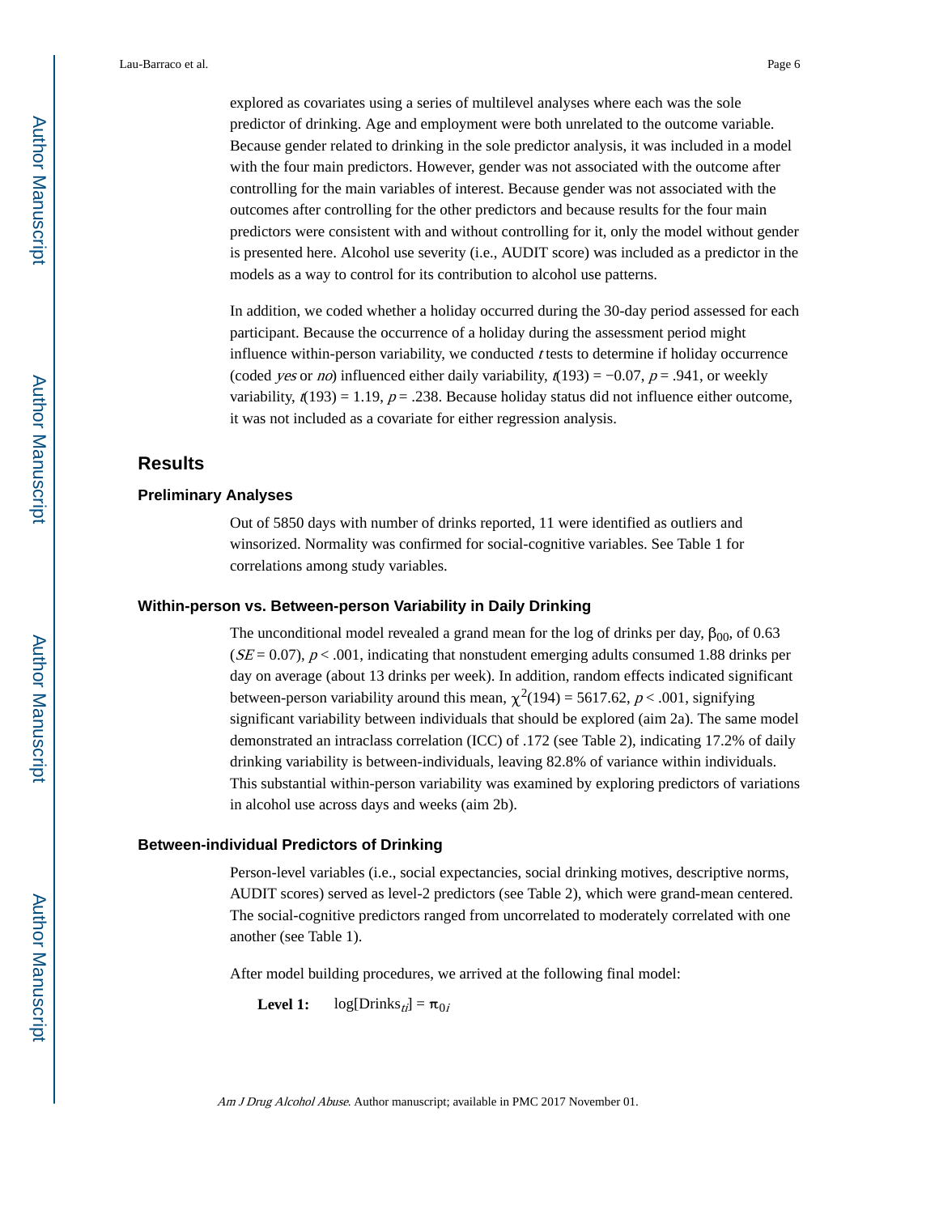explored as covariates using a series of multilevel analyses where each was the sole predictor of drinking. Age and employment were both unrelated to the outcome variable. Because gender related to drinking in the sole predictor analysis, it was included in a model with the four main predictors. However, gender was not associated with the outcome after controlling for the main variables of interest. Because gender was not associated with the outcomes after controlling for the other predictors and because results for the four main predictors were consistent with and without controlling for it, only the model without gender is presented here. Alcohol use severity (i.e., AUDIT score) was included as a predictor in the models as a way to control for its contribution to alcohol use patterns.

In addition, we coded whether a holiday occurred during the 30-day period assessed for each participant. Because the occurrence of a holiday during the assessment period might influence within-person variability, we conducted *t* tests to determine if holiday occurrence (coded *yes* or *no*) influenced either daily variability, $t(193) = -0.07$, $p = .941$, or weekly variability, $t(193) = 1.19$, $p = .238$. Because holiday status did not influence either outcome, it was not included as a covariate for either regression analysis.

## Results

### Preliminary Analyses

Out of 5850 days with number of drinks reported, 11 were identified as outliers and winsorized. Normality was confirmed for social-cognitive variables. See Table 1 for correlations among study variables.

### Within-person vs. Between-person Variability in Daily Drinking

The unconditional model revealed a grand mean for the log of drinks per day, $\beta_{00}$, of 0.63 ($SE = 0.07$), $p < .001$, indicating that nonstudent emerging adults consumed 1.88 drinks per day on average (about 13 drinks per week). In addition, random effects indicated significant between-person variability around this mean, $\chi^2(194) = 5617.62$, $p < .001$, signifying significant variability between individuals that should be explored (aim 2a). The same model demonstrated an intraclass correlation (ICC) of .172 (see Table 2), indicating 17.2% of daily drinking variability is between-individuals, leaving 82.8% of variance within individuals. This substantial within-person variability was examined by exploring predictors of variations in alcohol use across days and weeks (aim 2b).

### Between-individual Predictors of Drinking

Person-level variables (i.e., social expectancies, social drinking motives, descriptive norms, AUDIT scores) served as level-2 predictors (see Table 2), which were grand-mean centered. The social-cognitive predictors ranged from uncorrelated to moderately correlated with one another (see Table 1).

After model building procedures, we arrived at the following final model:

**Level 1:** $\log[\text{Drinks}_{ti}] = \pi_{0i}$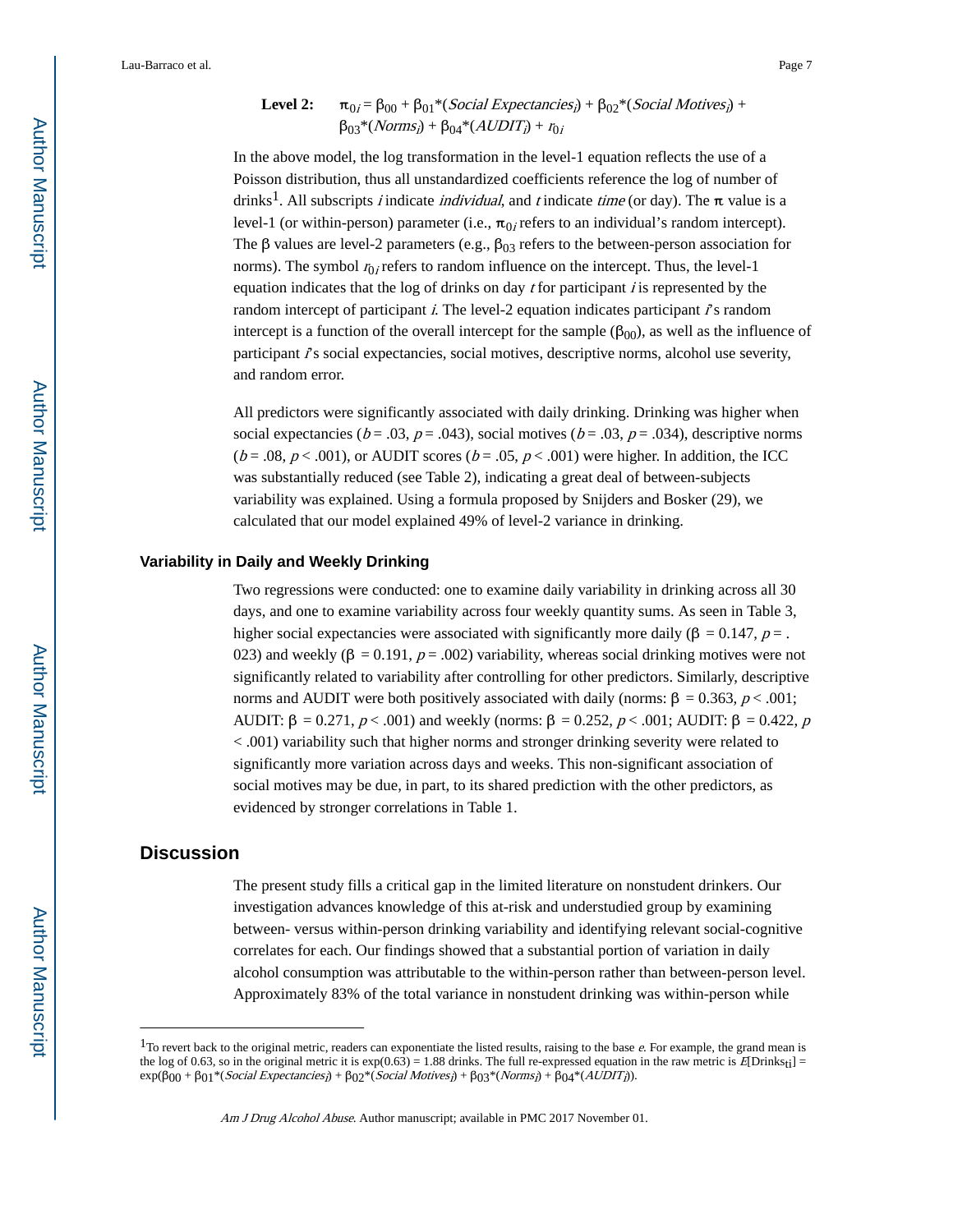**Level 2:** $\pi_{0i} = \beta_{00} + \beta_{01}*(Social\ Expectancies_i) + \beta_{02}*(Social\ Motives_i) + \beta_{03}*(Norms_i) + \beta_{04}*(AUDIT_i) + r_{0i}$

In the above model, the log transformation in the level-1 equation reflects the use of a Poisson distribution, thus all unstandardized coefficients reference the log of number of drinks[1]. All subscripts *i* indicate *individual*, and *t* indicate *time* (or day). The $\pi$ value is a level-1 (or within-person) parameter (i.e., $\pi_{0i}$ refers to an individual's random intercept). The $\beta$ values are level-2 parameters (e.g., $\beta_{03}$ refers to the between-person association for norms). The symbol $r_{0i}$ refers to random influence on the intercept. Thus, the level-1 equation indicates that the log of drinks on day *t* for participant *i* is represented by the random intercept of participant *i*. The level-2 equation indicates participant *i*'s random intercept is a function of the overall intercept for the sample ($\beta_{00}$), as well as the influence of participant *i*'s social expectancies, social motives, descriptive norms, alcohol use severity, and random error.

All predictors were significantly associated with daily drinking. Drinking was higher when social expectancies ($b = .03$, $p = .043$), social motives ($b = .03$, $p = .034$), descriptive norms ($b = .08$, $p < .001$), or AUDIT scores ($b = .05$, $p < .001$) were higher. In addition, the ICC was substantially reduced (see Table 2), indicating a great deal of between-subjects variability was explained. Using a formula proposed by Snijders and Bosker (29), we calculated that our model explained 49% of level-2 variance in drinking.

### Variability in Daily and Weekly Drinking

Two regressions were conducted: one to examine daily variability in drinking across all 30 days, and one to examine variability across four weekly quantity sums. As seen in Table 3, higher social expectancies were associated with significantly more daily ($\beta = 0.147$, $p = .023$) and weekly ($\beta = 0.191$, $p = .002$) variability, whereas social drinking motives were not significantly related to variability after controlling for other predictors. Similarly, descriptive norms and AUDIT were both positively associated with daily (norms: $\beta = 0.363$, $p < .001$; AUDIT: $\beta = 0.271$, $p < .001$) and weekly (norms: $\beta = 0.252$, $p < .001$; AUDIT: $\beta = 0.422$, $p < .001$) variability such that higher norms and stronger drinking severity were related to significantly more variation across days and weeks. This non-significant association of social motives may be due, in part, to its shared prediction with the other predictors, as evidenced by stronger correlations in Table 1.

## Discussion

The present study fills a critical gap in the limited literature on nonstudent drinkers. Our investigation advances knowledge of this at-risk and understudied group by examining between- versus within-person drinking variability and identifying relevant social-cognitive correlates for each. Our findings showed that a substantial portion of variation in daily alcohol consumption was attributable to the within-person rather than between-person level. Approximately 83% of the total variance in nonstudent drinking was within-person while

---

[1] To revert back to the original metric, readers can exponentiate the listed results, raising to the base *e*. For example, the grand mean is the log of 0.63, so in the original metric it is exp(0.63) = 1.88 drinks. The full re-expressed equation in the raw metric is $E[\text{Drinks}_{ti}] = \exp(\beta_{00} + \beta_{01}*(Social\ Expectancies_i) + \beta_{02}*(Social\ Motives_i) + \beta_{03}*(Norms_i) + \beta_{04}*(AUDIT_i))$.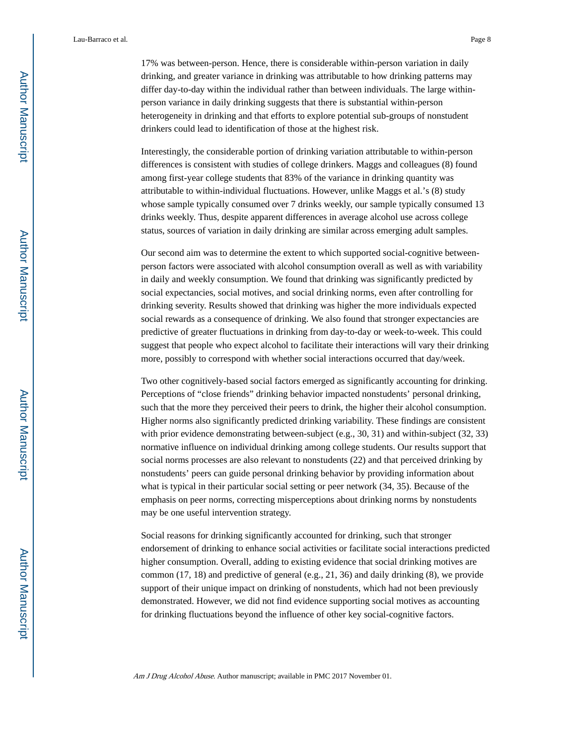17% was between-person. Hence, there is considerable within-person variation in daily drinking, and greater variance in drinking was attributable to how drinking patterns may differ day-to-day within the individual rather than between individuals. The large within-person variance in daily drinking suggests that there is substantial within-person heterogeneity in drinking and that efforts to explore potential sub-groups of nonstudent drinkers could lead to identification of those at the highest risk.

Interestingly, the considerable portion of drinking variation attributable to within-person differences is consistent with studies of college drinkers. Maggs and colleagues (8) found among first-year college students that 83% of the variance in drinking quantity was attributable to within-individual fluctuations. However, unlike Maggs et al.'s (8) study whose sample typically consumed over 7 drinks weekly, our sample typically consumed 13 drinks weekly. Thus, despite apparent differences in average alcohol use across college status, sources of variation in daily drinking are similar across emerging adult samples.

Our second aim was to determine the extent to which supported social-cognitive between-person factors were associated with alcohol consumption overall as well as with variability in daily and weekly consumption. We found that drinking was significantly predicted by social expectancies, social motives, and social drinking norms, even after controlling for drinking severity. Results showed that drinking was higher the more individuals expected social rewards as a consequence of drinking. We also found that stronger expectancies are predictive of greater fluctuations in drinking from day-to-day or week-to-week. This could suggest that people who expect alcohol to facilitate their interactions will vary their drinking more, possibly to correspond with whether social interactions occurred that day/week.

Two other cognitively-based social factors emerged as significantly accounting for drinking. Perceptions of "close friends" drinking behavior impacted nonstudents' personal drinking, such that the more they perceived their peers to drink, the higher their alcohol consumption. Higher norms also significantly predicted drinking variability. These findings are consistent with prior evidence demonstrating between-subject (e.g., 30, 31) and within-subject (32, 33) normative influence on individual drinking among college students. Our results support that social norms processes are also relevant to nonstudents (22) and that perceived drinking by nonstudents' peers can guide personal drinking behavior by providing information about what is typical in their particular social setting or peer network (34, 35). Because of the emphasis on peer norms, correcting misperceptions about drinking norms by nonstudents may be one useful intervention strategy.

Social reasons for drinking significantly accounted for drinking, such that stronger endorsement of drinking to enhance social activities or facilitate social interactions predicted higher consumption. Overall, adding to existing evidence that social drinking motives are common (17, 18) and predictive of general (e.g., 21, 36) and daily drinking (8), we provide support of their unique impact on drinking of nonstudents, which had not been previously demonstrated. However, we did not find evidence supporting social motives as accounting for drinking fluctuations beyond the influence of other key social-cognitive factors.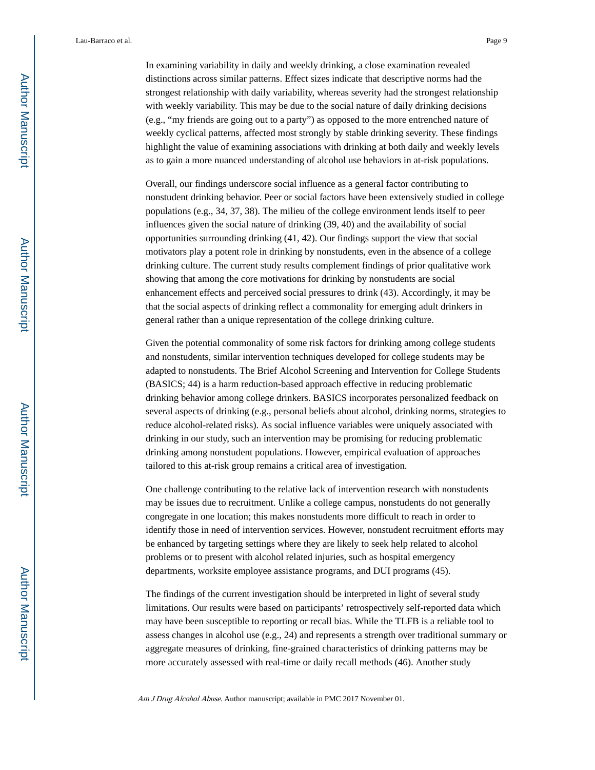In examining variability in daily and weekly drinking, a close examination revealed distinctions across similar patterns. Effect sizes indicate that descriptive norms had the strongest relationship with daily variability, whereas severity had the strongest relationship with weekly variability. This may be due to the social nature of daily drinking decisions (e.g., "my friends are going out to a party") as opposed to the more entrenched nature of weekly cyclical patterns, affected most strongly by stable drinking severity. These findings highlight the value of examining associations with drinking at both daily and weekly levels as to gain a more nuanced understanding of alcohol use behaviors in at-risk populations.

Overall, our findings underscore social influence as a general factor contributing to nonstudent drinking behavior. Peer or social factors have been extensively studied in college populations (e.g., 34, 37, 38). The milieu of the college environment lends itself to peer influences given the social nature of drinking (39, 40) and the availability of social opportunities surrounding drinking (41, 42). Our findings support the view that social motivators play a potent role in drinking by nonstudents, even in the absence of a college drinking culture. The current study results complement findings of prior qualitative work showing that among the core motivations for drinking by nonstudents are social enhancement effects and perceived social pressures to drink (43). Accordingly, it may be that the social aspects of drinking reflect a commonality for emerging adult drinkers in general rather than a unique representation of the college drinking culture.

Given the potential commonality of some risk factors for drinking among college students and nonstudents, similar intervention techniques developed for college students may be adapted to nonstudents. The Brief Alcohol Screening and Intervention for College Students (BASICS; 44) is a harm reduction-based approach effective in reducing problematic drinking behavior among college drinkers. BASICS incorporates personalized feedback on several aspects of drinking (e.g., personal beliefs about alcohol, drinking norms, strategies to reduce alcohol-related risks). As social influence variables were uniquely associated with drinking in our study, such an intervention may be promising for reducing problematic drinking among nonstudent populations. However, empirical evaluation of approaches tailored to this at-risk group remains a critical area of investigation.

One challenge contributing to the relative lack of intervention research with nonstudents may be issues due to recruitment. Unlike a college campus, nonstudents do not generally congregate in one location; this makes nonstudents more difficult to reach in order to identify those in need of intervention services. However, nonstudent recruitment efforts may be enhanced by targeting settings where they are likely to seek help related to alcohol problems or to present with alcohol related injuries, such as hospital emergency departments, worksite employee assistance programs, and DUI programs (45).

The findings of the current investigation should be interpreted in light of several study limitations. Our results were based on participants' retrospectively self-reported data which may have been susceptible to reporting or recall bias. While the TLFB is a reliable tool to assess changes in alcohol use (e.g., 24) and represents a strength over traditional summary or aggregate measures of drinking, fine-grained characteristics of drinking patterns may be more accurately assessed with real-time or daily recall methods (46). Another study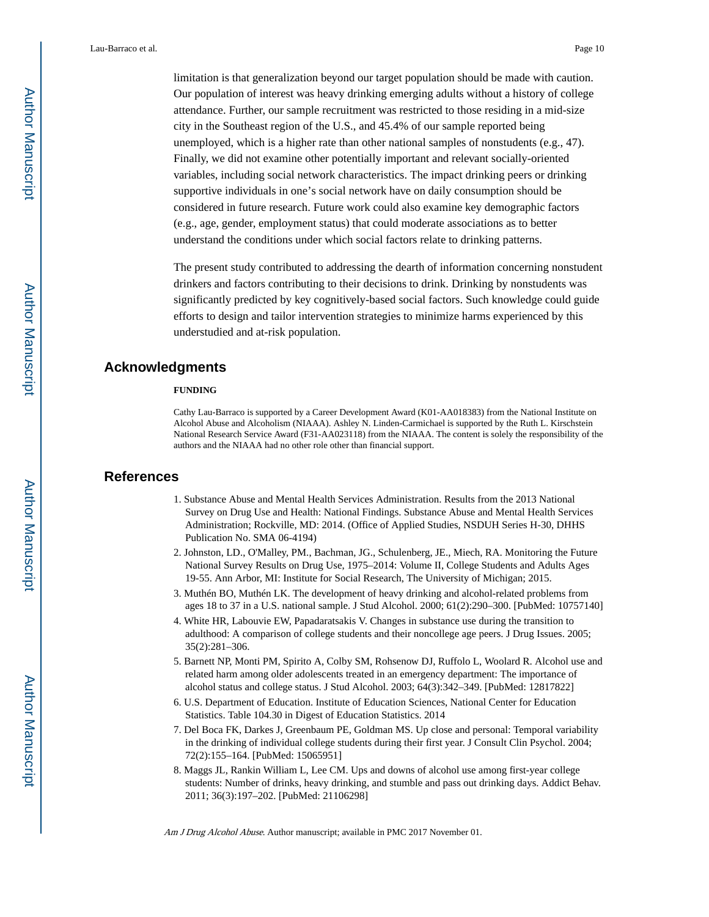limitation is that generalization beyond our target population should be made with caution. Our population of interest was heavy drinking emerging adults without a history of college attendance. Further, our sample recruitment was restricted to those residing in a mid-size city in the Southeast region of the U.S., and 45.4% of our sample reported being unemployed, which is a higher rate than other national samples of nonstudents (e.g., 47). Finally, we did not examine other potentially important and relevant socially-oriented variables, including social network characteristics. The impact drinking peers or drinking supportive individuals in one's social network have on daily consumption should be considered in future research. Future work could also examine key demographic factors (e.g., age, gender, employment status) that could moderate associations as to better understand the conditions under which social factors relate to drinking patterns.

The present study contributed to addressing the dearth of information concerning nonstudent drinkers and factors contributing to their decisions to drink. Drinking by nonstudents was significantly predicted by key cognitively-based social factors. Such knowledge could guide efforts to design and tailor intervention strategies to minimize harms experienced by this understudied and at-risk population.

## Acknowledgments

**FUNDING**

Cathy Lau-Barraco is supported by a Career Development Award (K01-AA018383) from the National Institute on Alcohol Abuse and Alcoholism (NIAAA). Ashley N. Linden-Carmichael is supported by the Ruth L. Kirschstein National Research Service Award (F31-AA023118) from the NIAAA. The content is solely the responsibility of the authors and the NIAAA had no other role other than financial support.

## References

1. Substance Abuse and Mental Health Services Administration. Results from the 2013 National Survey on Drug Use and Health: National Findings. Substance Abuse and Mental Health Services Administration; Rockville, MD: 2014. (Office of Applied Studies, NSDUH Series H-30, DHHS Publication No. SMA 06-4194)
2. Johnston, LD., O'Malley, PM., Bachman, JG., Schulenberg, JE., Miech, RA. Monitoring the Future National Survey Results on Drug Use, 1975–2014: Volume II, College Students and Adults Ages 19-55. Ann Arbor, MI: Institute for Social Research, The University of Michigan; 2015.
3. Muthén BO, Muthén LK. The development of heavy drinking and alcohol-related problems from ages 18 to 37 in a U.S. national sample. J Stud Alcohol. 2000; 61(2):290–300. [PubMed: 10757140]
4. White HR, Labouvie EW, Papadaratsakis V. Changes in substance use during the transition to adulthood: A comparison of college students and their noncollege age peers. J Drug Issues. 2005; 35(2):281–306.
5. Barnett NP, Monti PM, Spirito A, Colby SM, Rohsenow DJ, Ruffolo L, Woolard R. Alcohol use and related harm among older adolescents treated in an emergency department: The importance of alcohol status and college status. J Stud Alcohol. 2003; 64(3):342–349. [PubMed: 12817822]
6. U.S. Department of Education. Institute of Education Sciences, National Center for Education Statistics. Table 104.30 in Digest of Education Statistics. 2014
7. Del Boca FK, Darkes J, Greenbaum PE, Goldman MS. Up close and personal: Temporal variability in the drinking of individual college students during their first year. J Consult Clin Psychol. 2004; 72(2):155–164. [PubMed: 15065951]
8. Maggs JL, Rankin William L, Lee CM. Ups and downs of alcohol use among first-year college students: Number of drinks, heavy drinking, and stumble and pass out drinking days. Addict Behav. 2011; 36(3):197–202. [PubMed: 21106298]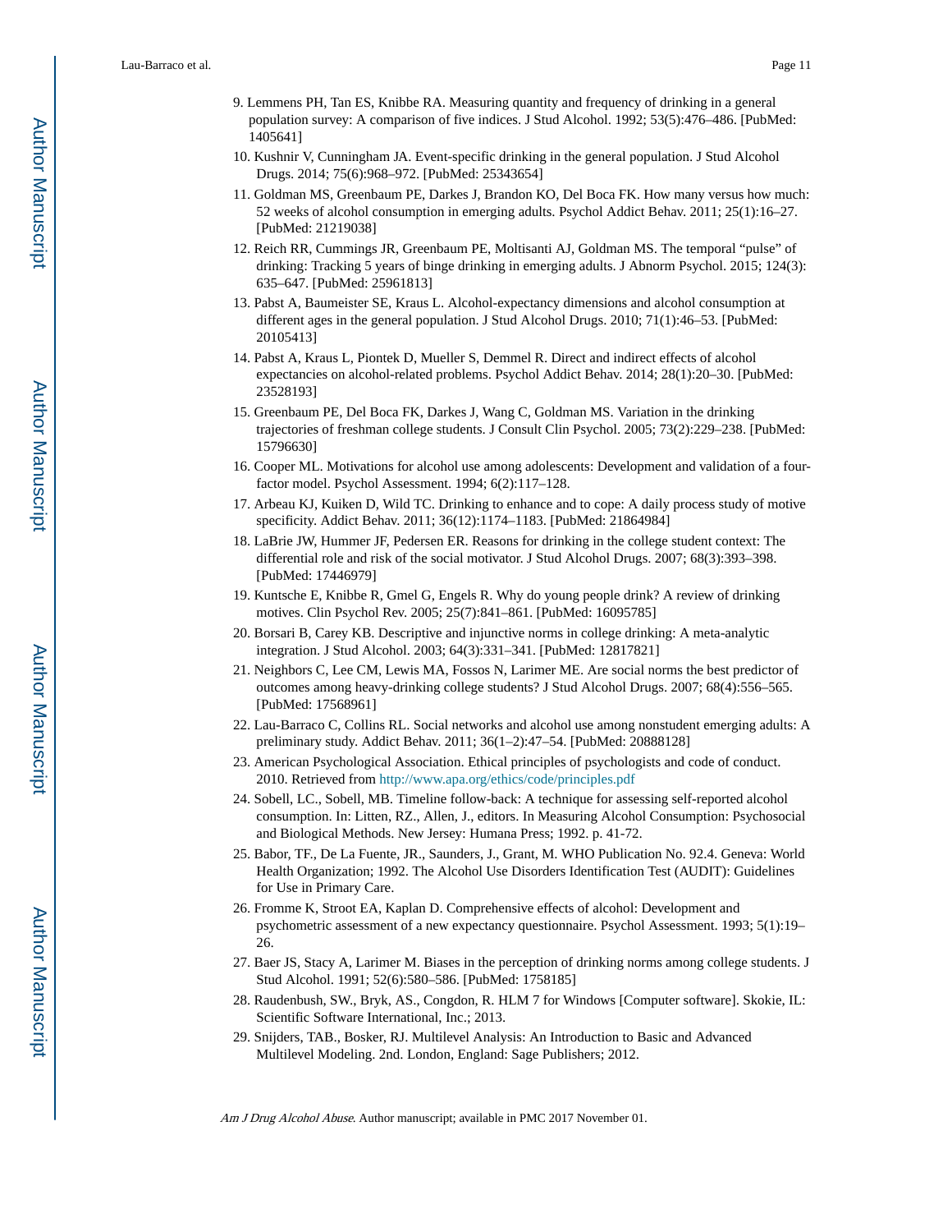9. Lemmens PH, Tan ES, Knibbe RA. Measuring quantity and frequency of drinking in a general population survey: A comparison of five indices. J Stud Alcohol. 1992; 53(5):476–486. [PubMed: 1405641]
10. Kushnir V, Cunningham JA. Event-specific drinking in the general population. J Stud Alcohol Drugs. 2014; 75(6):968–972. [PubMed: 25343654]
11. Goldman MS, Greenbaum PE, Darkes J, Brandon KO, Del Boca FK. How many versus how much: 52 weeks of alcohol consumption in emerging adults. Psychol Addict Behav. 2011; 25(1):16–27. [PubMed: 21219038]
12. Reich RR, Cummings JR, Greenbaum PE, Moltisanti AJ, Goldman MS. The temporal "pulse" of drinking: Tracking 5 years of binge drinking in emerging adults. J Abnorm Psychol. 2015; 124(3): 635–647. [PubMed: 25961813]
13. Pabst A, Baumeister SE, Kraus L. Alcohol-expectancy dimensions and alcohol consumption at different ages in the general population. J Stud Alcohol Drugs. 2010; 71(1):46–53. [PubMed: 20105413]
14. Pabst A, Kraus L, Piontek D, Mueller S, Demmel R. Direct and indirect effects of alcohol expectancies on alcohol-related problems. Psychol Addict Behav. 2014; 28(1):20–30. [PubMed: 23528193]
15. Greenbaum PE, Del Boca FK, Darkes J, Wang C, Goldman MS. Variation in the drinking trajectories of freshman college students. J Consult Clin Psychol. 2005; 73(2):229–238. [PubMed: 15796630]
16. Cooper ML. Motivations for alcohol use among adolescents: Development and validation of a four-factor model. Psychol Assessment. 1994; 6(2):117–128.
17. Arbeau KJ, Kuiken D, Wild TC. Drinking to enhance and to cope: A daily process study of motive specificity. Addict Behav. 2011; 36(12):1174–1183. [PubMed: 21864984]
18. LaBrie JW, Hummer JF, Pedersen ER. Reasons for drinking in the college student context: The differential role and risk of the social motivator. J Stud Alcohol Drugs. 2007; 68(3):393–398. [PubMed: 17446979]
19. Kuntsche E, Knibbe R, Gmel G, Engels R. Why do young people drink? A review of drinking motives. Clin Psychol Rev. 2005; 25(7):841–861. [PubMed: 16095785]
20. Borsari B, Carey KB. Descriptive and injunctive norms in college drinking: A meta-analytic integration. J Stud Alcohol. 2003; 64(3):331–341. [PubMed: 12817821]
21. Neighbors C, Lee CM, Lewis MA, Fossos N, Larimer ME. Are social norms the best predictor of outcomes among heavy-drinking college students? J Stud Alcohol Drugs. 2007; 68(4):556–565. [PubMed: 17568961]
22. Lau-Barraco C, Collins RL. Social networks and alcohol use among nonstudent emerging adults: A preliminary study. Addict Behav. 2011; 36(1–2):47–54. [PubMed: 20888128]
23. American Psychological Association. Ethical principles of psychologists and code of conduct. 2010. Retrieved from http://www.apa.org/ethics/code/principles.pdf
24. Sobell, LC., Sobell, MB. Timeline follow-back: A technique for assessing self-reported alcohol consumption. In: Litten, RZ., Allen, J., editors. In Measuring Alcohol Consumption: Psychosocial and Biological Methods. New Jersey: Humana Press; 1992. p. 41-72.
25. Babor, TF., De La Fuente, JR., Saunders, J., Grant, M. WHO Publication No. 92.4. Geneva: World Health Organization; 1992. The Alcohol Use Disorders Identification Test (AUDIT): Guidelines for Use in Primary Care.
26. Fromme K, Stroot EA, Kaplan D. Comprehensive effects of alcohol: Development and psychometric assessment of a new expectancy questionnaire. Psychol Assessment. 1993; 5(1):19–26.
27. Baer JS, Stacy A, Larimer M. Biases in the perception of drinking norms among college students. J Stud Alcohol. 1991; 52(6):580–586. [PubMed: 1758185]
28. Raudenbush, SW., Bryk, AS., Congdon, R. HLM 7 for Windows [Computer software]. Skokie, IL: Scientific Software International, Inc.; 2013.
29. Snijders, TAB., Bosker, RJ. Multilevel Analysis: An Introduction to Basic and Advanced Multilevel Modeling. 2nd. London, England: Sage Publishers; 2012.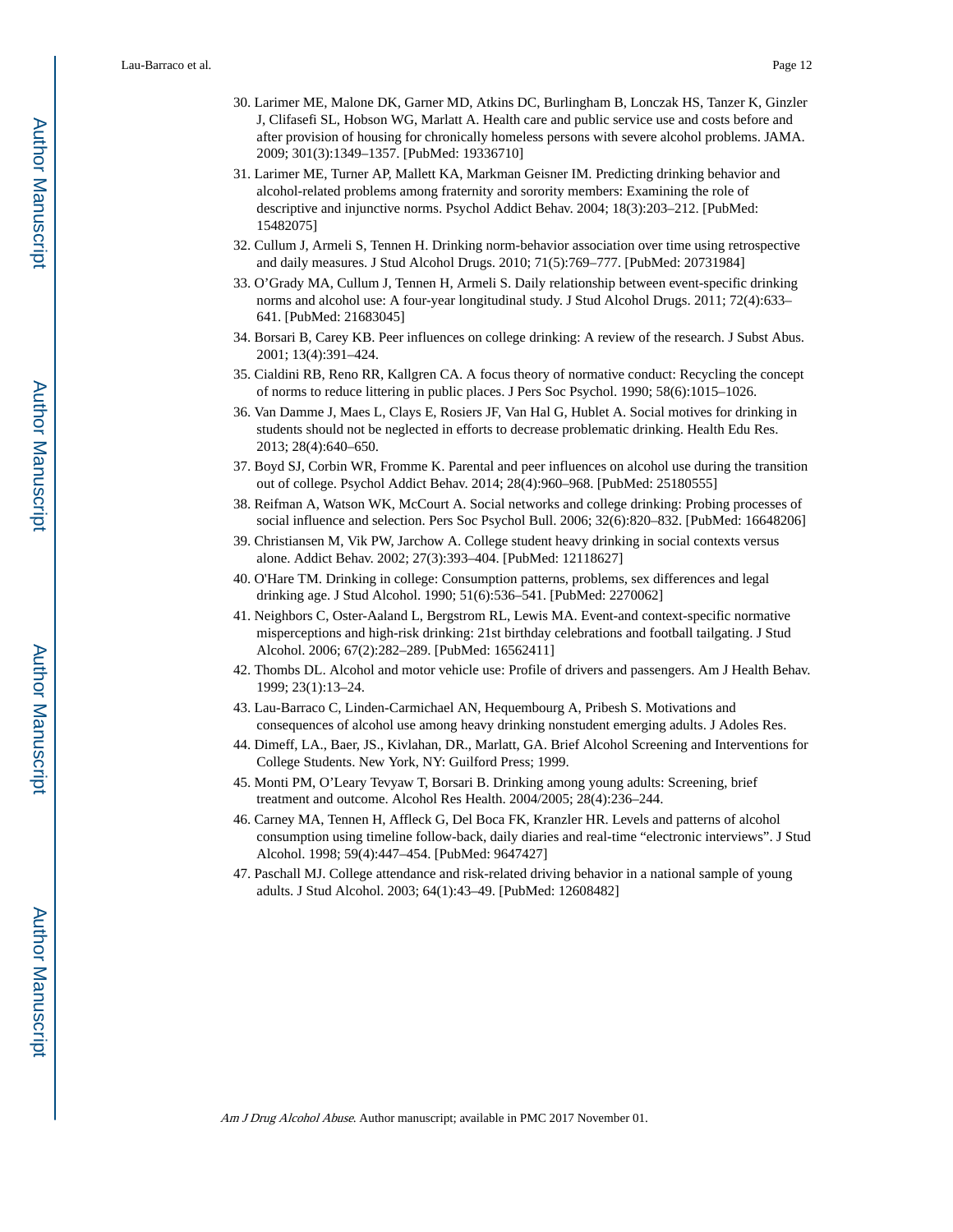30. Larimer ME, Malone DK, Garner MD, Atkins DC, Burlingham B, Lonczak HS, Tanzer K, Ginzler J, Clifasefi SL, Hobson WG, Marlatt A. Health care and public service use and costs before and after provision of housing for chronically homeless persons with severe alcohol problems. JAMA. 2009; 301(3):1349–1357. [PubMed: 19336710]
31. Larimer ME, Turner AP, Mallett KA, Markman Geisner IM. Predicting drinking behavior and alcohol-related problems among fraternity and sorority members: Examining the role of descriptive and injunctive norms. Psychol Addict Behav. 2004; 18(3):203–212. [PubMed: 15482075]
32. Cullum J, Armeli S, Tennen H. Drinking norm-behavior association over time using retrospective and daily measures. J Stud Alcohol Drugs. 2010; 71(5):769–777. [PubMed: 20731984]
33. O'Grady MA, Cullum J, Tennen H, Armeli S. Daily relationship between event-specific drinking norms and alcohol use: A four-year longitudinal study. J Stud Alcohol Drugs. 2011; 72(4):633–641. [PubMed: 21683045]
34. Borsari B, Carey KB. Peer influences on college drinking: A review of the research. J Subst Abus. 2001; 13(4):391–424.
35. Cialdini RB, Reno RR, Kallgren CA. A focus theory of normative conduct: Recycling the concept of norms to reduce littering in public places. J Pers Soc Psychol. 1990; 58(6):1015–1026.
36. Van Damme J, Maes L, Clays E, Rosiers JF, Van Hal G, Hublet A. Social motives for drinking in students should not be neglected in efforts to decrease problematic drinking. Health Edu Res. 2013; 28(4):640–650.
37. Boyd SJ, Corbin WR, Fromme K. Parental and peer influences on alcohol use during the transition out of college. Psychol Addict Behav. 2014; 28(4):960–968. [PubMed: 25180555]
38. Reifman A, Watson WK, McCourt A. Social networks and college drinking: Probing processes of social influence and selection. Pers Soc Psychol Bull. 2006; 32(6):820–832. [PubMed: 16648206]
39. Christiansen M, Vik PW, Jarchow A. College student heavy drinking in social contexts versus alone. Addict Behav. 2002; 27(3):393–404. [PubMed: 12118627]
40. O'Hare TM. Drinking in college: Consumption patterns, problems, sex differences and legal drinking age. J Stud Alcohol. 1990; 51(6):536–541. [PubMed: 2270062]
41. Neighbors C, Oster-Aaland L, Bergstrom RL, Lewis MA. Event-and context-specific normative misperceptions and high-risk drinking: 21st birthday celebrations and football tailgating. J Stud Alcohol. 2006; 67(2):282–289. [PubMed: 16562411]
42. Thombs DL. Alcohol and motor vehicle use: Profile of drivers and passengers. Am J Health Behav. 1999; 23(1):13–24.
43. Lau-Barraco C, Linden-Carmichael AN, Hequembourg A, Pribesh S. Motivations and consequences of alcohol use among heavy drinking nonstudent emerging adults. J Adoles Res.
44. Dimeff, LA., Baer, JS., Kivlahan, DR., Marlatt, GA. Brief Alcohol Screening and Interventions for College Students. New York, NY: Guilford Press; 1999.
45. Monti PM, O'Leary Tevyaw T, Borsari B. Drinking among young adults: Screening, brief treatment and outcome. Alcohol Res Health. 2004/2005; 28(4):236–244.
46. Carney MA, Tennen H, Affleck G, Del Boca FK, Kranzler HR. Levels and patterns of alcohol consumption using timeline follow-back, daily diaries and real-time "electronic interviews". J Stud Alcohol. 1998; 59(4):447–454. [PubMed: 9647427]
47. Paschall MJ. College attendance and risk-related driving behavior in a national sample of young adults. J Stud Alcohol. 2003; 64(1):43–49. [PubMed: 12608482]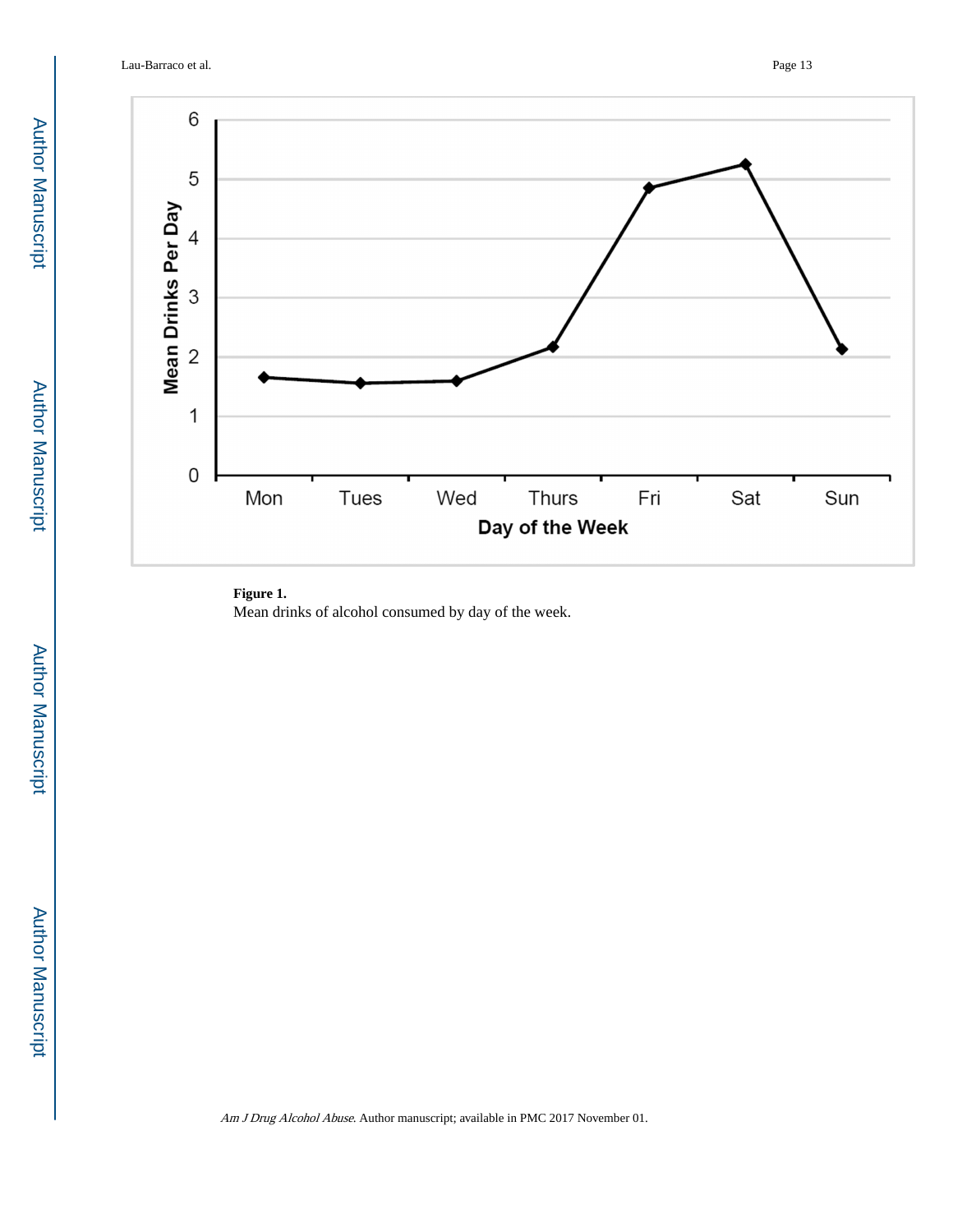**Figure 1.**

Mean drinks of alcohol consumed by day of the week.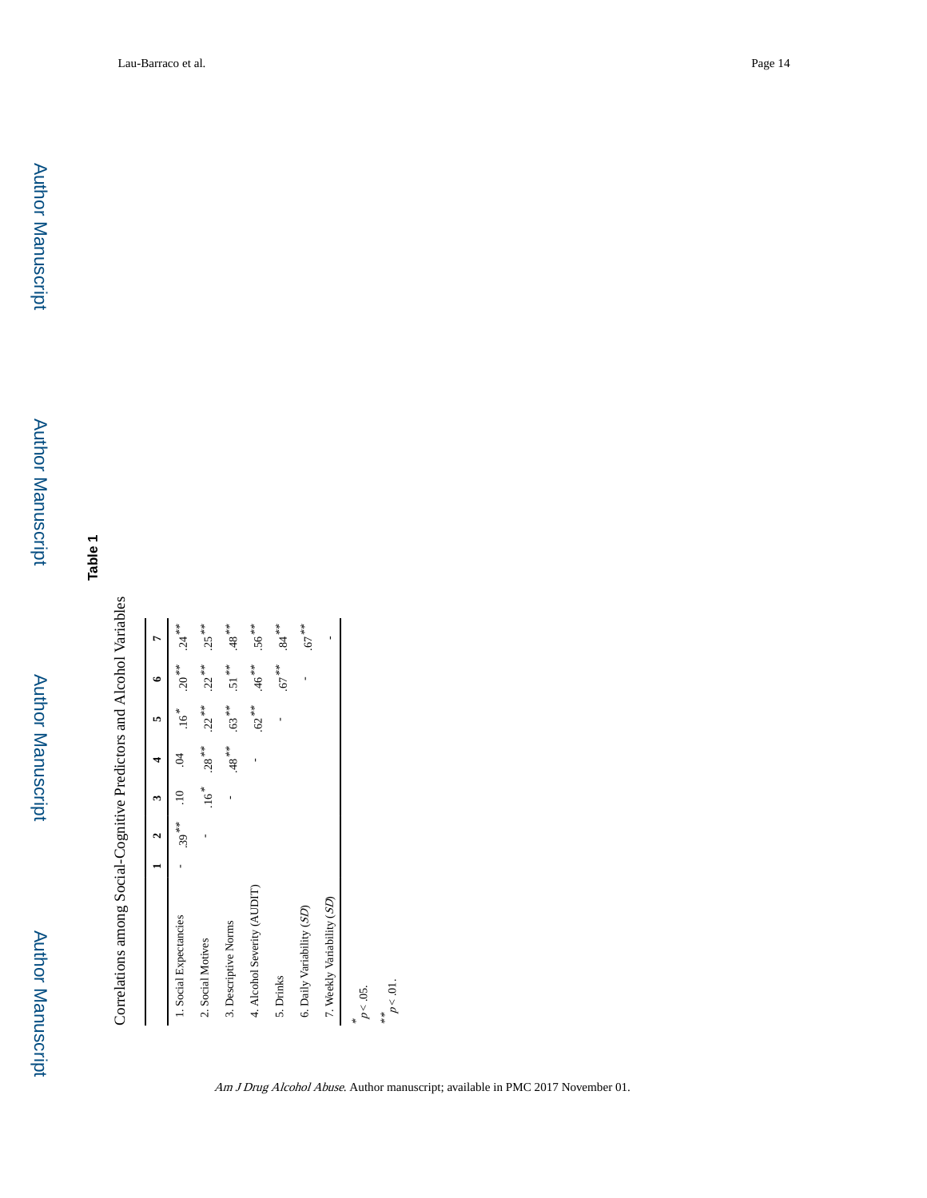# Table 1

Correlations among Social-Cognitive Predictors and Alcohol Variables

| | 1 | 2 | 3 | 4 | 5 | 6 | 7 |
|---|---|---|---|---|---|---|---|
| 1. Social Expectancies | - | .39** | .10 | .04 | .16* | .20** | .24** |
| 2. Social Motives | | - | .16* | .28** | .22** | .22** | .25** |
| 3. Descriptive Norms | | | - | .48** | .63** | .51** | .48** |
| 4. Alcohol Severity (AUDIT) | | | | - | .62** | .46** | .56** |
| 5. Drinks | | | | | - | .67** | .84** |
| 6. Daily Variability (*SD*) | | | | | | - | .67** |
| 7. Weekly Variability (*SD*) | | | | | | | - |

\* $p < .05$.

\*\* $p < .01$.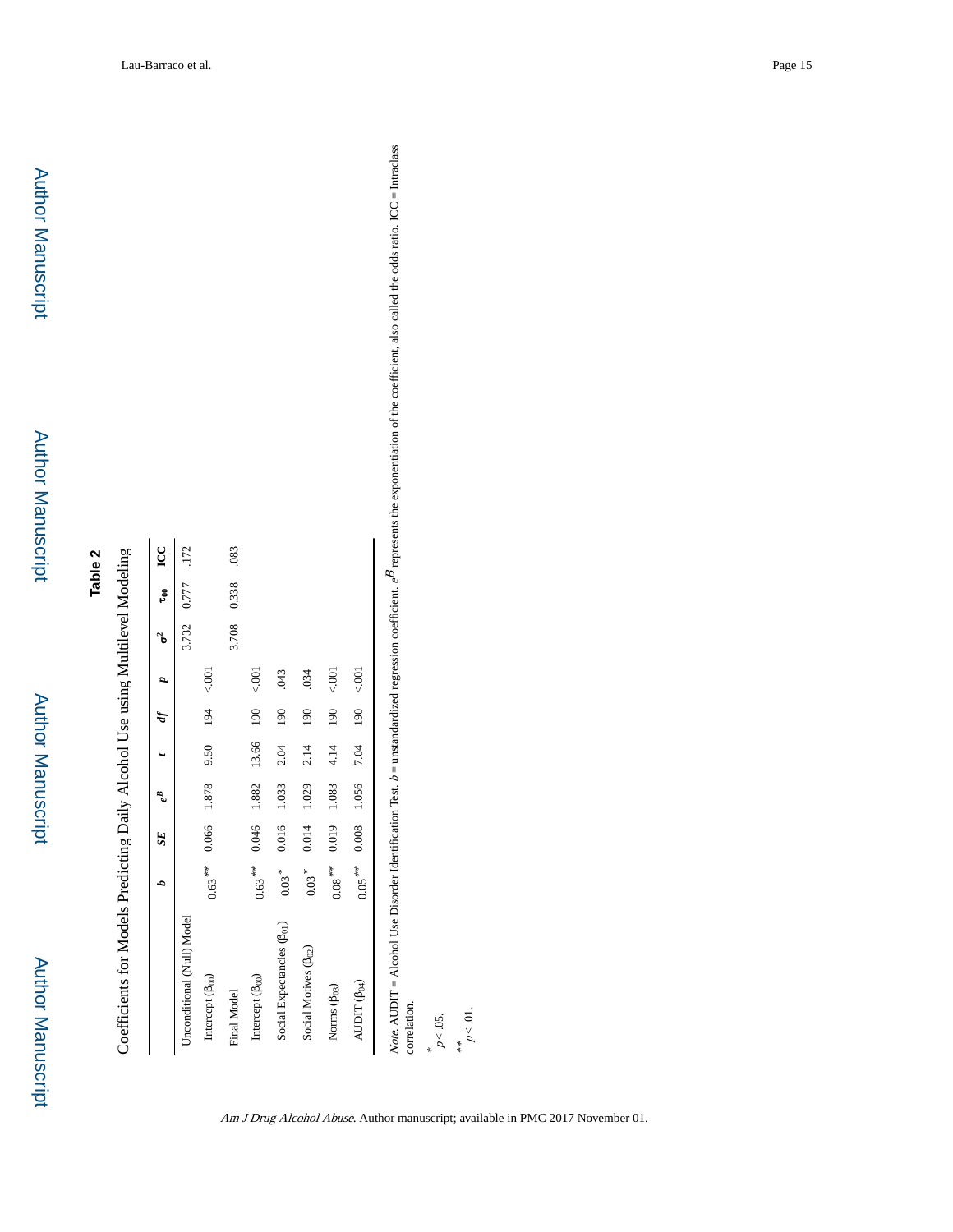## Table 2

Coefficients for Models Predicting Daily Alcohol Use using Multilevel Modeling

| | *b* | *SE* | $e^B$ | *t* | *df* | *p* | $\sigma^2$ | $\tau_{00}$ | ICC |
|---|---|---|---|---|---|---|---|---|---|
| Unconditional (Null) Model | | | | | | | 3.732 | 0.777 | .172 |
| Intercept ($\beta_{00}$) | 0.63** | 0.066 | 1.878 | 9.50 | 194 | <.001 | | | |
| Final Model | | | | | | | 3.708 | 0.338 | .083 |
| Intercept ($\beta_{00}$) | 0.63** | 0.046 | 1.882 | 13.66 | 190 | <.001 | | | |
| Social Expectancies ($\beta_{01}$) | 0.03* | 0.016 | 1.033 | 2.04 | 190 | .043 | | | |
| Social Motives ($\beta_{02}$) | 0.03* | 0.014 | 1.029 | 2.14 | 190 | .034 | | | |
| Norms ($\beta_{03}$) | 0.08** | 0.019 | 1.083 | 4.14 | 190 | <.001 | | | |
| AUDIT ($\beta_{04}$) | 0.05** | 0.008 | 1.056 | 7.04 | 190 | <.001 | | | |

*Note*. AUDIT = Alcohol Use Disorder Identification Test. *b* = unstandardized regression coefficient. $e^B$ represents the exponentiation of the coefficient, also called the odds ratio. ICC = Intraclass correlation.

\* $p < .05$,

\*\* $p < .01$.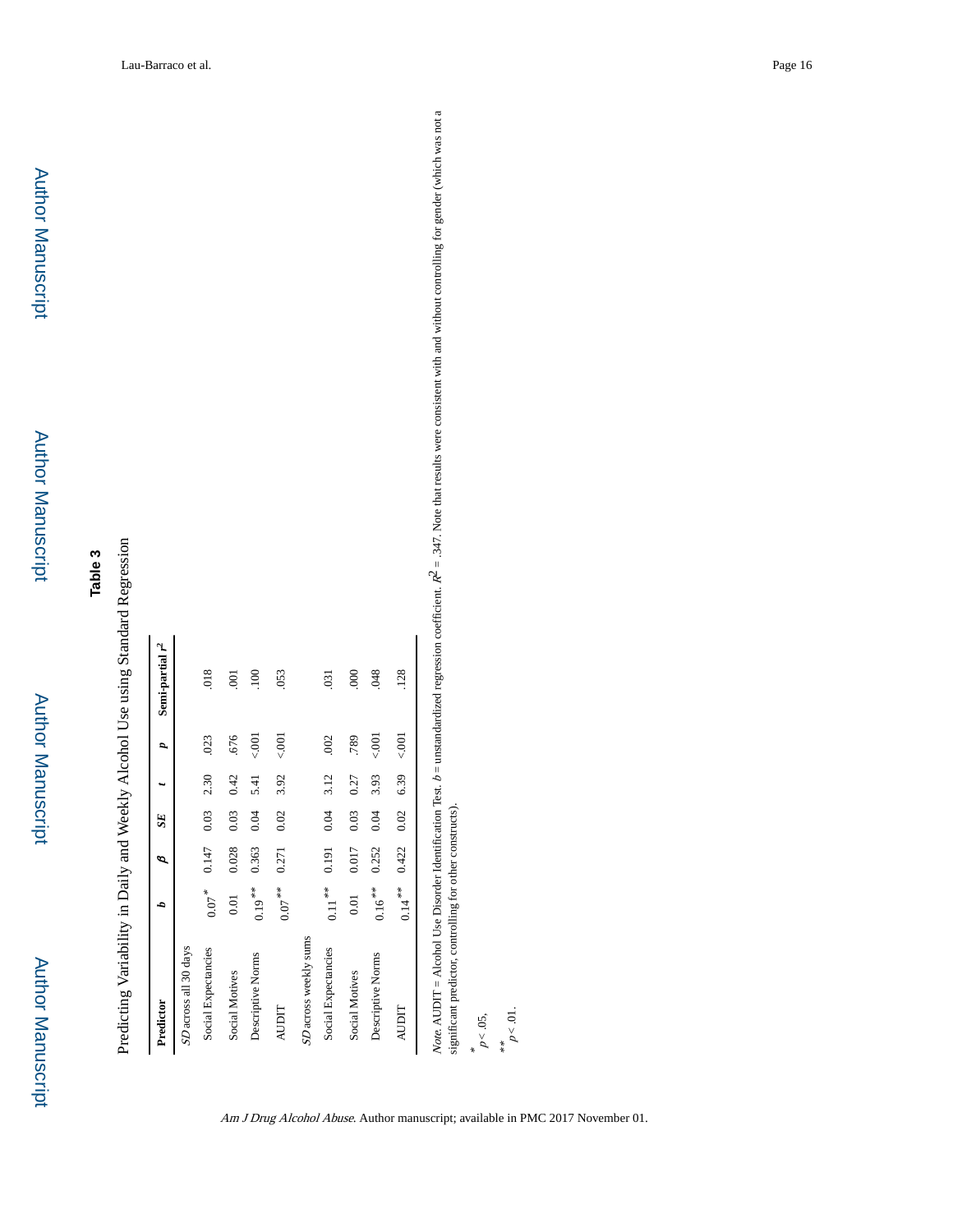**Table 3**

Predicting Variability in Daily and Weekly Alcohol Use using Standard Regression

| Predictor | *b* | *β* | *SE* | *t* | *p* | Semi-partial $r^2$ |
|---|---|---|---|---|---|---|
| *SD* across all 30 days | | | | | | |
| Social Expectancies | 0.07* | 0.147 | 0.03 | 2.30 | .023 | .018 |
| Social Motives | 0.01 | 0.028 | 0.03 | 0.42 | .676 | .001 |
| Descriptive Norms | 0.19** | 0.363 | 0.04 | 5.41 | <.001 | .100 |
| AUDIT | 0.07** | 0.271 | 0.02 | 3.92 | <.001 | .053 |
| *SD* across weekly sums | | | | | | |
| Social Expectancies | 0.11** | 0.191 | 0.04 | 3.12 | .002 | .031 |
| Social Motives | 0.01 | 0.017 | 0.03 | 0.27 | .789 | .000 |
| Descriptive Norms | 0.16** | 0.252 | 0.04 | 3.93 | <.001 | .048 |
| AUDIT | 0.14** | 0.422 | 0.02 | 6.39 | <.001 | .128 |

*Note*. AUDIT = Alcohol Use Disorder Identification Test. *b* = unstandardized regression coefficient. $R^2$ = .347. Note that results were consistent with and without controlling for gender (which was not a significant predictor, controlling for other constructs).

\* $p < .05$,

\*\* $p < .01$.